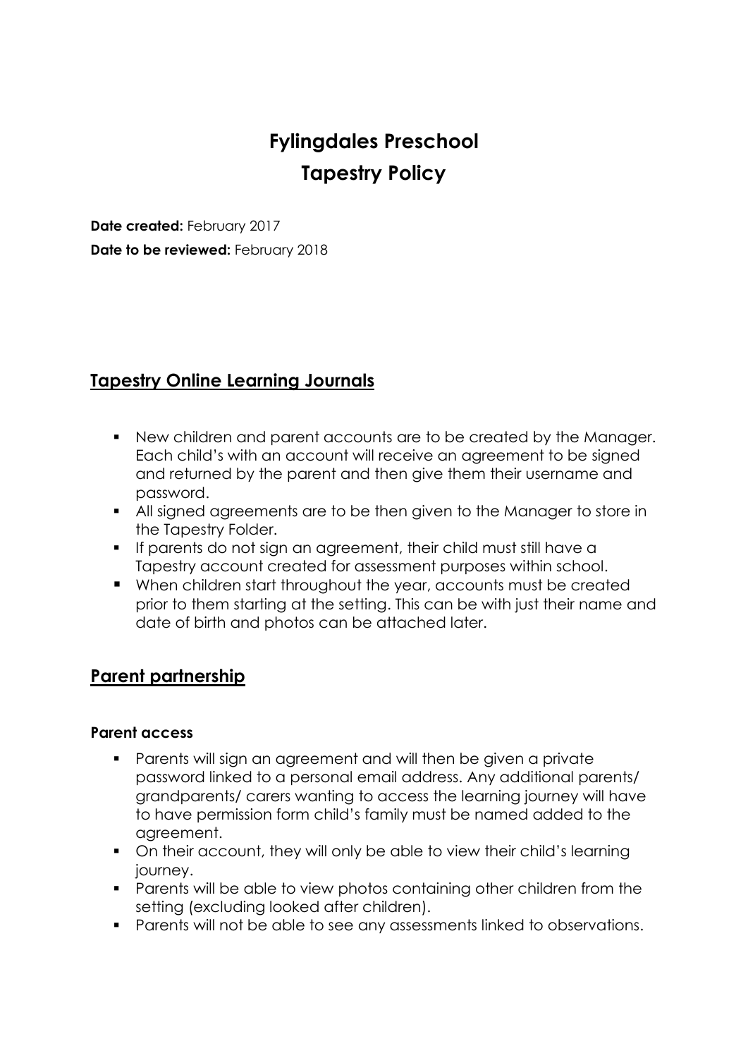# Fylingdales Preschool
# Tapestry Policy

**Date created:** February 2017
**Date to be reviewed:** February 2018

## Tapestry Online Learning Journals

- New children and parent accounts are to be created by the Manager. Each child's with an account will receive an agreement to be signed and returned by the parent and then give them their username and password.
- All signed agreements are to be then given to the Manager to store in the Tapestry Folder.
- If parents do not sign an agreement, their child must still have a Tapestry account created for assessment purposes within school.
- When children start throughout the year, accounts must be created prior to them starting at the setting. This can be with just their name and date of birth and photos can be attached later.

## Parent partnership

### Parent access

- Parents will sign an agreement and will then be given a private password linked to a personal email address. Any additional parents/ grandparents/ carers wanting to access the learning journey will have to have permission form child's family must be named added to the agreement.
- On their account, they will only be able to view their child's learning journey.
- Parents will be able to view photos containing other children from the setting (excluding looked after children).
- Parents will not be able to see any assessments linked to observations.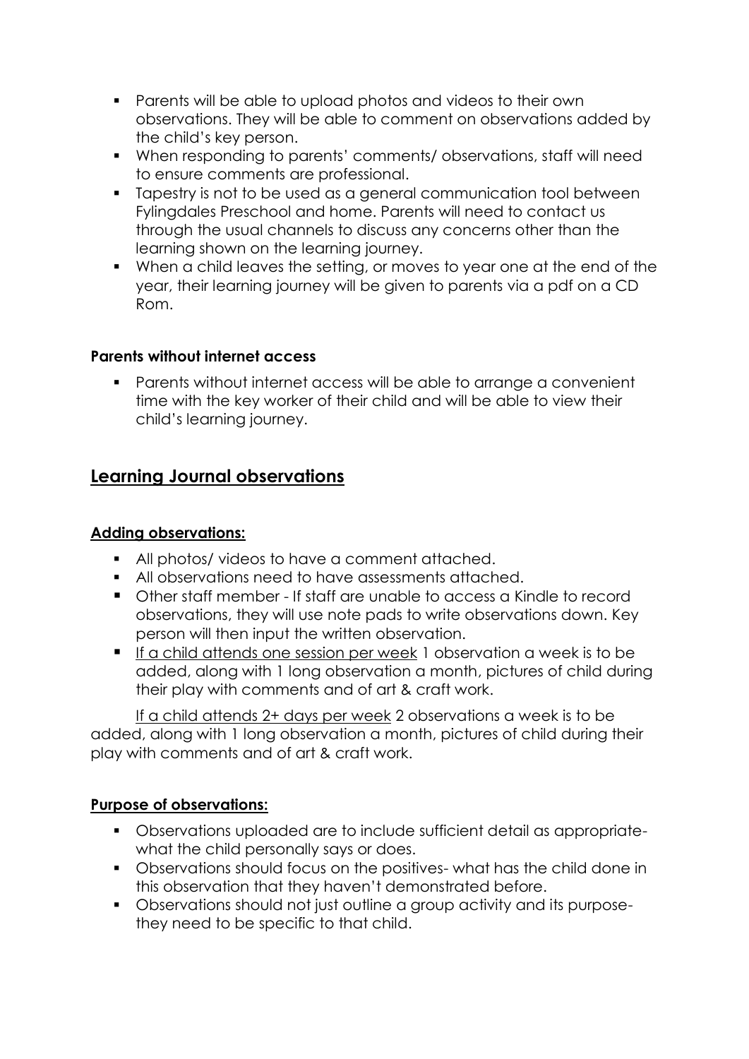- Parents will be able to upload photos and videos to their own observations. They will be able to comment on observations added by the child's key person.
- When responding to parents' comments/ observations, staff will need to ensure comments are professional.
- Tapestry is not to be used as a general communication tool between Fylingdales Preschool and home. Parents will need to contact us through the usual channels to discuss any concerns other than the learning shown on the learning journey.
- When a child leaves the setting, or moves to year one at the end of the year, their learning journey will be given to parents via a pdf on a CD Rom.

**Parents without internet access**

- Parents without internet access will be able to arrange a convenient time with the key worker of their child and will be able to view their child's learning journey.

## Learning Journal observations

### Adding observations:

- All photos/ videos to have a comment attached.
- All observations need to have assessments attached.
- Other staff member - If staff are unable to access a Kindle to record observations, they will use note pads to write observations down. Key person will then input the written observation.
- If a child attends one session per week 1 observation a week is to be added, along with 1 long observation a month, pictures of child during their play with comments and of art & craft work.

If a child attends 2+ days per week 2 observations a week is to be added, along with 1 long observation a month, pictures of child during their play with comments and of art & craft work.

### Purpose of observations:

- Observations uploaded are to include sufficient detail as appropriate- what the child personally says or does.
- Observations should focus on the positives- what has the child done in this observation that they haven't demonstrated before.
- Observations should not just outline a group activity and its purpose- they need to be specific to that child.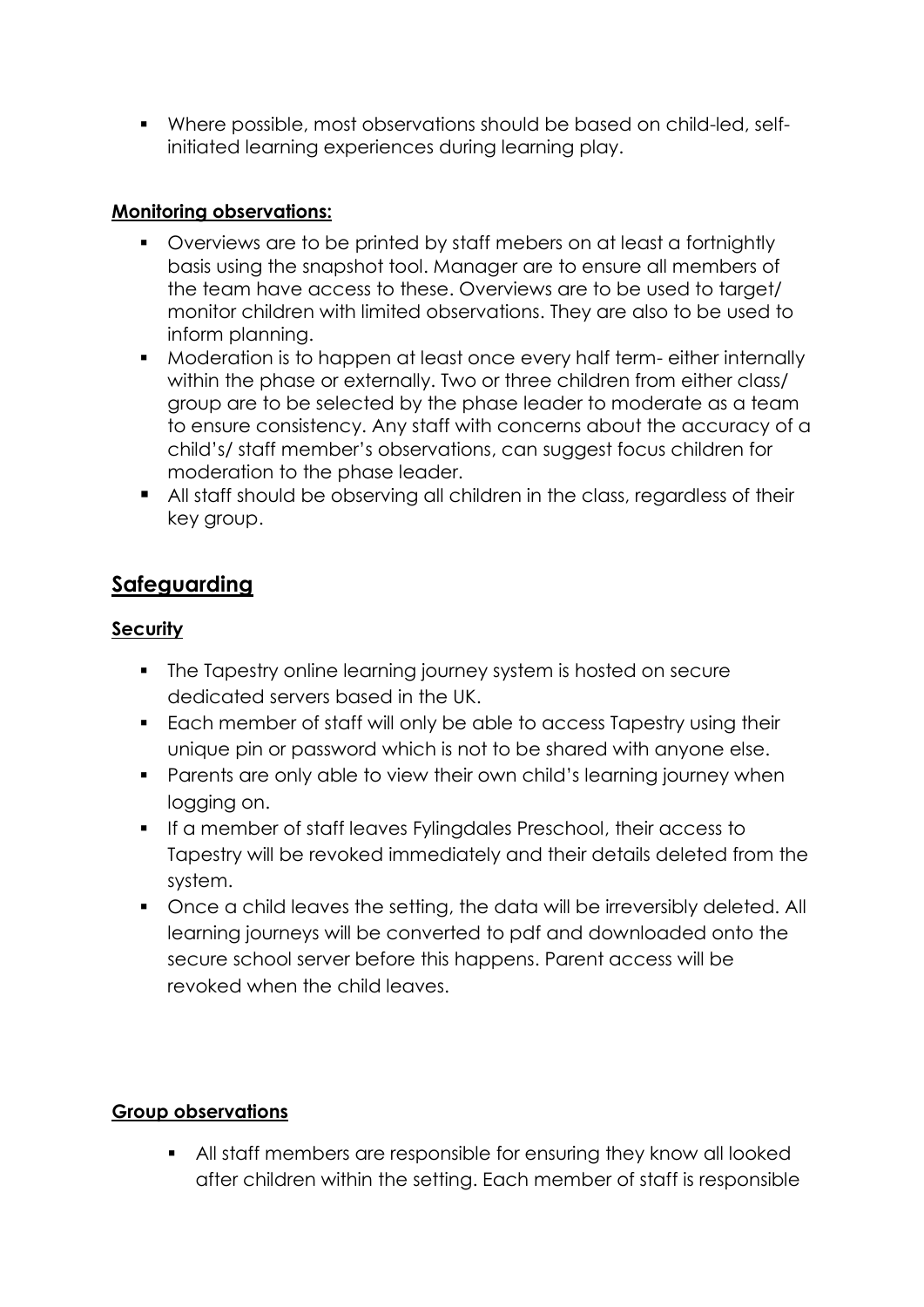- Where possible, most observations should be based on child-led, self-initiated learning experiences during learning play.

**Monitoring observations:**

- Overviews are to be printed by staff mebers on at least a fortnightly basis using the snapshot tool. Manager are to ensure all members of the team have access to these. Overviews are to be used to target/ monitor children with limited observations. They are also to be used to inform planning.
- Moderation is to happen at least once every half term- either internally within the phase or externally. Two or three children from either class/ group are to be selected by the phase leader to moderate as a team to ensure consistency. Any staff with concerns about the accuracy of a child's/ staff member's observations, can suggest focus children for moderation to the phase leader.
- All staff should be observing all children in the class, regardless of their key group.

## Safeguarding

**Security**

- The Tapestry online learning journey system is hosted on secure dedicated servers based in the UK.
- Each member of staff will only be able to access Tapestry using their unique pin or password which is not to be shared with anyone else.
- Parents are only able to view their own child's learning journey when logging on.
- If a member of staff leaves Fylingdales Preschool, their access to Tapestry will be revoked immediately and their details deleted from the system.
- Once a child leaves the setting, the data will be irreversibly deleted. All learning journeys will be converted to pdf and downloaded onto the secure school server before this happens. Parent access will be revoked when the child leaves.

**Group observations**

- All staff members are responsible for ensuring they know all looked after children within the setting. Each member of staff is responsible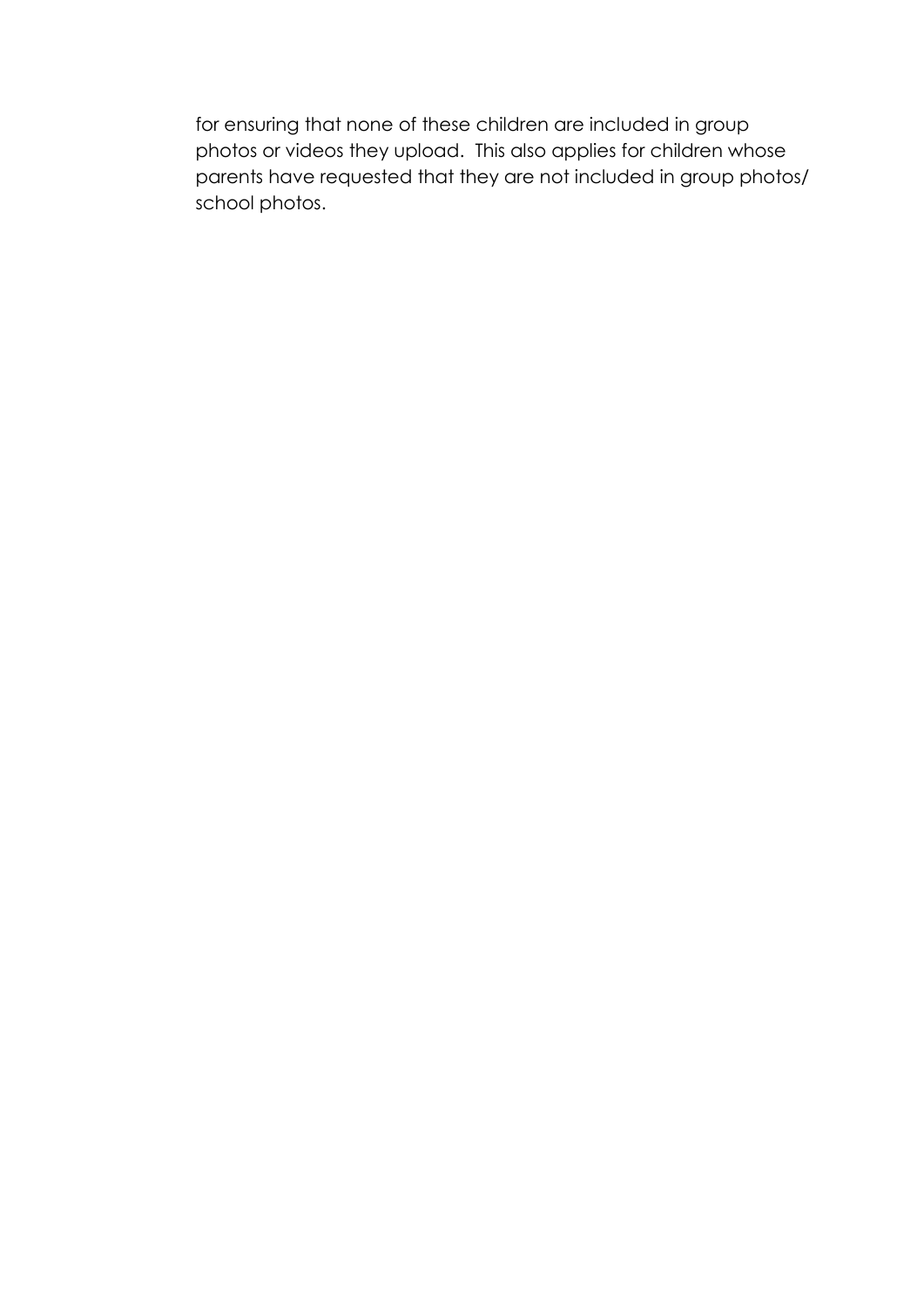for ensuring that none of these children are included in group photos or videos they upload. This also applies for children whose parents have requested that they are not included in group photos/ school photos.